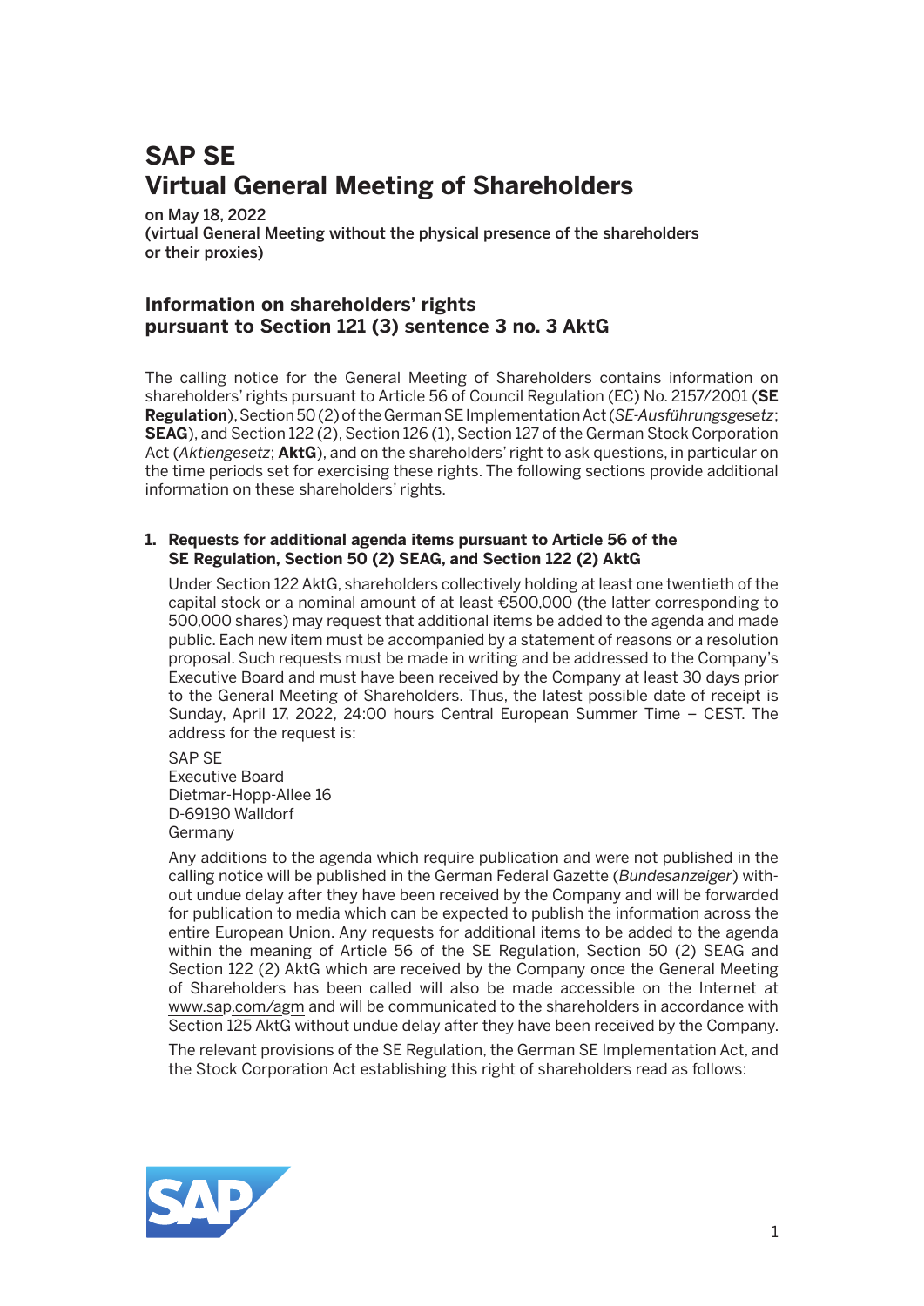# SAP SE
# Virtual General Meeting of Shareholders

on May 18, 2022
(virtual General Meeting without the physical presence of the shareholders or their proxies)

## Information on shareholders' rights pursuant to Section 121 (3) sentence 3 no. 3 AktG

The calling notice for the General Meeting of Shareholders contains information on shareholders' rights pursuant to Article 56 of Council Regulation (EC) No. 2157/2001 (**SE Regulation**), Section 50 (2) of the German SE Implementation Act (*SE-Ausführungsgesetz*; **SEAG**), and Section 122 (2), Section 126 (1), Section 127 of the German Stock Corporation Act (*Aktiengesetz*; **AktG**), and on the shareholders' right to ask questions, in particular on the time periods set for exercising these rights. The following sections provide additional information on these shareholders' rights.

### 1. Requests for additional agenda items pursuant to Article 56 of the SE Regulation, Section 50 (2) SEAG, and Section 122 (2) AktG

Under Section 122 AktG, shareholders collectively holding at least one twentieth of the capital stock or a nominal amount of at least €500,000 (the latter corresponding to 500,000 shares) may request that additional items be added to the agenda and made public. Each new item must be accompanied by a statement of reasons or a resolution proposal. Such requests must be made in writing and be addressed to the Company's Executive Board and must have been received by the Company at least 30 days prior to the General Meeting of Shareholders. Thus, the latest possible date of receipt is Sunday, April 17, 2022, 24:00 hours Central European Summer Time – CEST. The address for the request is:

SAP SE
Executive Board
Dietmar-Hopp-Allee 16
D-69190 Walldorf
Germany

Any additions to the agenda which require publication and were not published in the calling notice will be published in the German Federal Gazette (*Bundesanzeiger*) without undue delay after they have been received by the Company and will be forwarded for publication to media which can be expected to publish the information across the entire European Union. Any requests for additional items to be added to the agenda within the meaning of Article 56 of the SE Regulation, Section 50 (2) SEAG and Section 122 (2) AktG which are received by the Company once the General Meeting of Shareholders has been called will also be made accessible on the Internet at www.sap.com/agm and will be communicated to the shareholders in accordance with Section 125 AktG without undue delay after they have been received by the Company.

The relevant provisions of the SE Regulation, the German SE Implementation Act, and the Stock Corporation Act establishing this right of shareholders read as follows: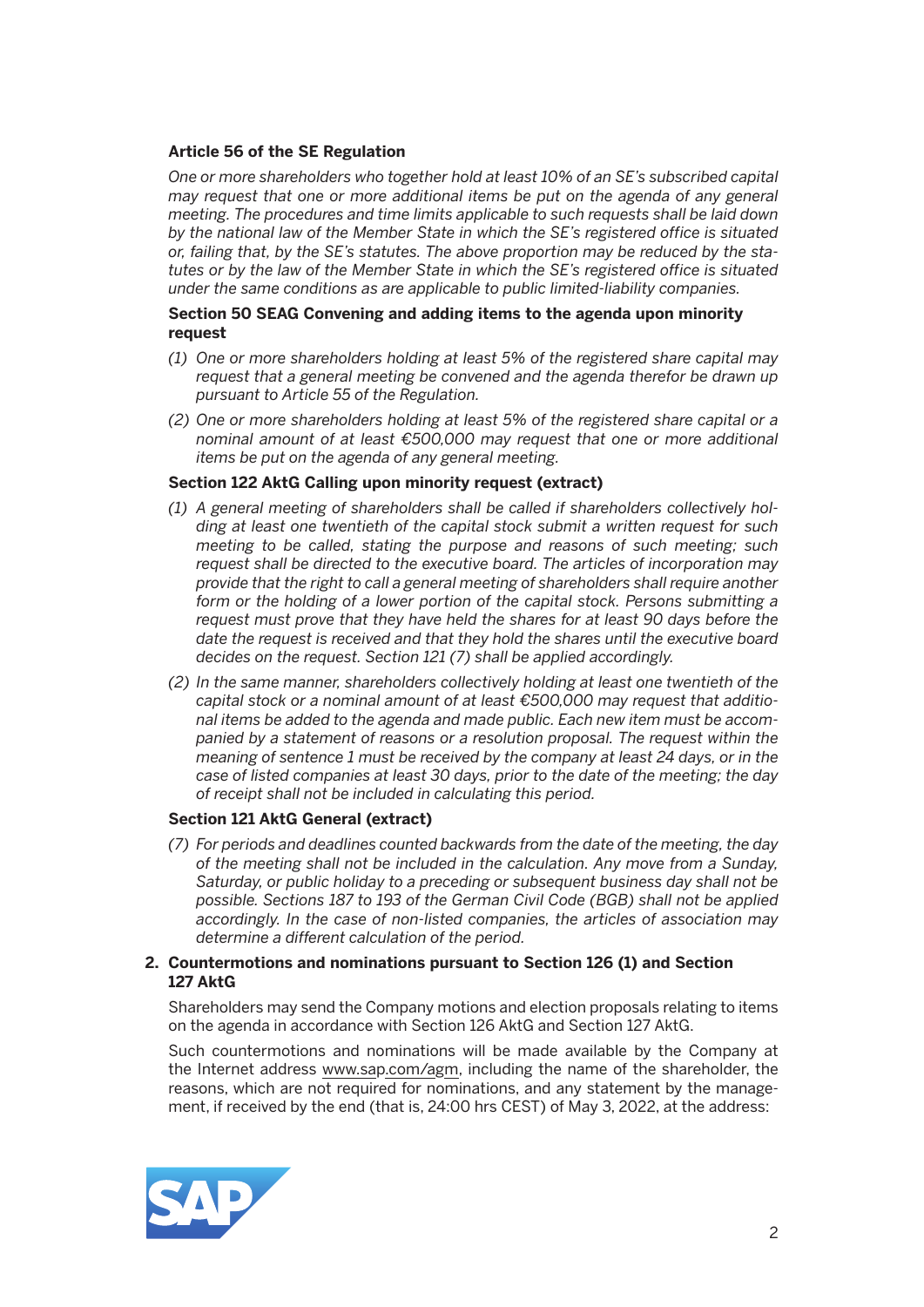**Article 56 of the SE Regulation**

*One or more shareholders who together hold at least 10% of an SE's subscribed capital may request that one or more additional items be put on the agenda of any general meeting. The procedures and time limits applicable to such requests shall be laid down by the national law of the Member State in which the SE's registered office is situated or, failing that, by the SE's statutes. The above proportion may be reduced by the statutes or by the law of the Member State in which the SE's registered office is situated under the same conditions as are applicable to public limited-liability companies.*

**Section 50 SEAG Convening and adding items to the agenda upon minority request**

*(1) One or more shareholders holding at least 5% of the registered share capital may request that a general meeting be convened and the agenda therefor be drawn up pursuant to Article 55 of the Regulation.*

*(2) One or more shareholders holding at least 5% of the registered share capital or a nominal amount of at least €500,000 may request that one or more additional items be put on the agenda of any general meeting.*

**Section 122 AktG Calling upon minority request (extract)**

*(1) A general meeting of shareholders shall be called if shareholders collectively holding at least one twentieth of the capital stock submit a written request for such meeting to be called, stating the purpose and reasons of such meeting; such request shall be directed to the executive board. The articles of incorporation may provide that the right to call a general meeting of shareholders shall require another form or the holding of a lower portion of the capital stock. Persons submitting a request must prove that they have held the shares for at least 90 days before the date the request is received and that they hold the shares until the executive board decides on the request. Section 121 (7) shall be applied accordingly.*

*(2) In the same manner, shareholders collectively holding at least one twentieth of the capital stock or a nominal amount of at least €500,000 may request that additional items be added to the agenda and made public. Each new item must be accompanied by a statement of reasons or a resolution proposal. The request within the meaning of sentence 1 must be received by the company at least 24 days, or in the case of listed companies at least 30 days, prior to the date of the meeting; the day of receipt shall not be included in calculating this period.*

**Section 121 AktG General (extract)**

*(7) For periods and deadlines counted backwards from the date of the meeting, the day of the meeting shall not be included in the calculation. Any move from a Sunday, Saturday, or public holiday to a preceding or subsequent business day shall not be possible. Sections 187 to 193 of the German Civil Code (BGB) shall not be applied accordingly. In the case of non-listed companies, the articles of association may determine a different calculation of the period.*

**2. Countermotions and nominations pursuant to Section 126 (1) and Section 127 AktG**

Shareholders may send the Company motions and election proposals relating to items on the agenda in accordance with Section 126 AktG and Section 127 AktG.

Such countermotions and nominations will be made available by the Company at the Internet address www.sap.com/agm, including the name of the shareholder, the reasons, which are not required for nominations, and any statement by the management, if received by the end (that is, 24:00 hrs CEST) of May 3, 2022, at the address: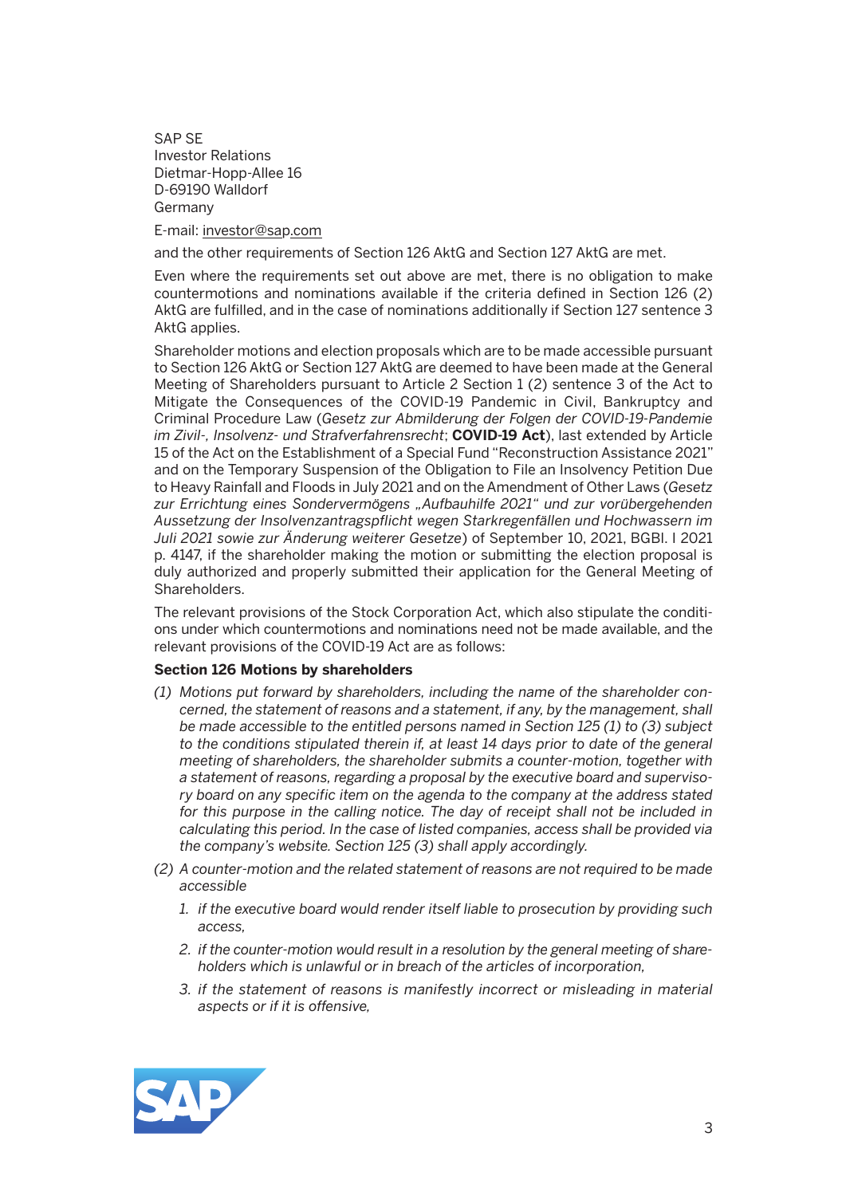SAP SE
Investor Relations
Dietmar-Hopp-Allee 16
D-69190 Walldorf
Germany

E-mail: investor@sap.com

and the other requirements of Section 126 AktG and Section 127 AktG are met.

Even where the requirements set out above are met, there is no obligation to make countermotions and nominations available if the criteria defined in Section 126 (2) AktG are fulfilled, and in the case of nominations additionally if Section 127 sentence 3 AktG applies.

Shareholder motions and election proposals which are to be made accessible pursuant to Section 126 AktG or Section 127 AktG are deemed to have been made at the General Meeting of Shareholders pursuant to Article 2 Section 1 (2) sentence 3 of the Act to Mitigate the Consequences of the COVID-19 Pandemic in Civil, Bankruptcy and Criminal Procedure Law (*Gesetz zur Abmilderung der Folgen der COVID-19-Pandemie im Zivil-, Insolvenz- und Strafverfahrensrecht*; **COVID-19 Act**), last extended by Article 15 of the Act on the Establishment of a Special Fund "Reconstruction Assistance 2021" and on the Temporary Suspension of the Obligation to File an Insolvency Petition Due to Heavy Rainfall and Floods in July 2021 and on the Amendment of Other Laws (*Gesetz zur Errichtung eines Sondervermögens „Aufbauhilfe 2021" und zur vorübergehenden Aussetzung der Insolvenzantragspflicht wegen Starkregenfällen und Hochwassern im Juli 2021 sowie zur Änderung weiterer Gesetze*) of September 10, 2021, BGBl. I 2021 p. 4147, if the shareholder making the motion or submitting the election proposal is duly authorized and properly submitted their application for the General Meeting of Shareholders.

The relevant provisions of the Stock Corporation Act, which also stipulate the conditions under which countermotions and nominations need not be made available, and the relevant provisions of the COVID-19 Act are as follows:

**Section 126 Motions by shareholders**

*(1) Motions put forward by shareholders, including the name of the shareholder concerned, the statement of reasons and a statement, if any, by the management, shall be made accessible to the entitled persons named in Section 125 (1) to (3) subject to the conditions stipulated therein if, at least 14 days prior to date of the general meeting of shareholders, the shareholder submits a counter-motion, together with a statement of reasons, regarding a proposal by the executive board and supervisory board on any specific item on the agenda to the company at the address stated for this purpose in the calling notice. The day of receipt shall not be included in calculating this period. In the case of listed companies, access shall be provided via the company's website. Section 125 (3) shall apply accordingly.*

*(2) A counter-motion and the related statement of reasons are not required to be made accessible*

1. *if the executive board would render itself liable to prosecution by providing such access,*
2. *if the counter-motion would result in a resolution by the general meeting of shareholders which is unlawful or in breach of the articles of incorporation,*
3. *if the statement of reasons is manifestly incorrect or misleading in material aspects or if it is offensive,*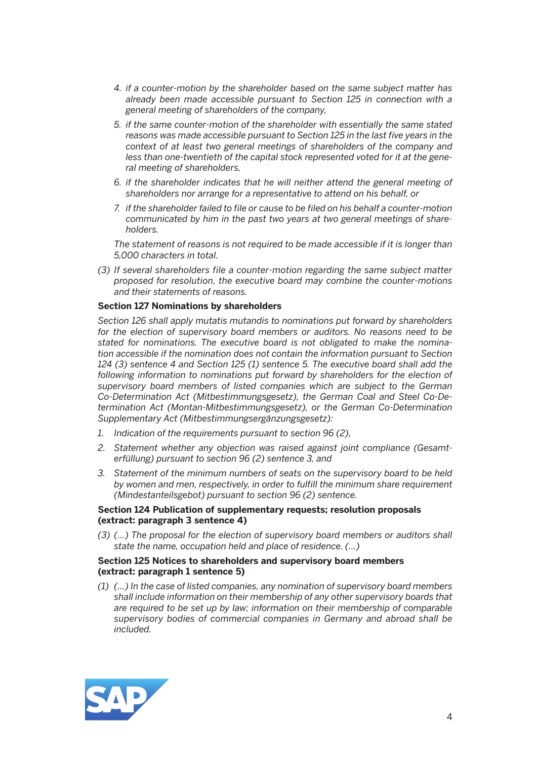*4. if a counter-motion by the shareholder based on the same subject matter has already been made accessible pursuant to Section 125 in connection with a general meeting of shareholders of the company,*

*5. if the same counter-motion of the shareholder with essentially the same stated reasons was made accessible pursuant to Section 125 in the last five years in the context of at least two general meetings of shareholders of the company and less than one-twentieth of the capital stock represented voted for it at the general meeting of shareholders,*

*6. if the shareholder indicates that he will neither attend the general meeting of shareholders nor arrange for a representative to attend on his behalf, or*

*7. if the shareholder failed to file or cause to be filed on his behalf a counter-motion communicated by him in the past two years at two general meetings of shareholders.*

*The statement of reasons is not required to be made accessible if it is longer than 5,000 characters in total.*

*(3) If several shareholders file a counter-motion regarding the same subject matter proposed for resolution, the executive board may combine the counter-motions and their statements of reasons.*

**Section 127 Nominations by shareholders**

*Section 126 shall apply mutatis mutandis to nominations put forward by shareholders for the election of supervisory board members or auditors. No reasons need to be stated for nominations. The executive board is not obligated to make the nomination accessible if the nomination does not contain the information pursuant to Section 124 (3) sentence 4 and Section 125 (1) sentence 5. The executive board shall add the following information to nominations put forward by shareholders for the election of supervisory board members of listed companies which are subject to the German Co-Determination Act (Mitbestimmungsgesetz), the German Coal and Steel Co-Determination Act (Montan-Mitbestimmungsgesetz), or the German Co-Determination Supplementary Act (Mitbestimmungsergänzungsgesetz):*

1. *Indication of the requirements pursuant to section 96 (2),*
2. *Statement whether any objection was raised against joint compliance (Gesamterfüllung) pursuant to section 96 (2) sentence 3, and*
3. *Statement of the minimum numbers of seats on the supervisory board to be held by women and men, respectively, in order to fulfill the minimum share requirement (Mindestanteilsgebot) pursuant to section 96 (2) sentence.*

**Section 124 Publication of supplementary requests; resolution proposals (extract: paragraph 3 sentence 4)**

*(3) (…) The proposal for the election of supervisory board members or auditors shall state the name, occupation held and place of residence. (…)*

**Section 125 Notices to shareholders and supervisory board members (extract: paragraph 1 sentence 5)**

*(1) (…) In the case of listed companies, any nomination of supervisory board members shall include information on their membership of any other supervisory boards that are required to be set up by law; information on their membership of comparable supervisory bodies of commercial companies in Germany and abroad shall be included.*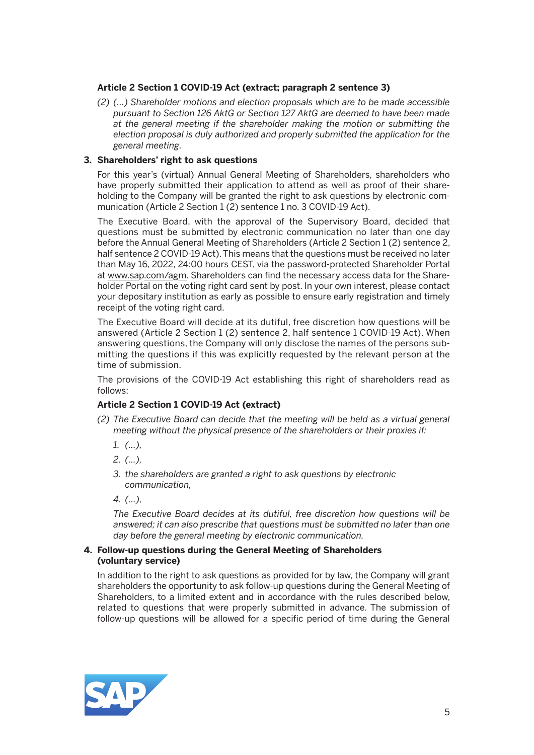**Article 2 Section 1 COVID-19 Act (extract; paragraph 2 sentence 3)**

*(2) (...) Shareholder motions and election proposals which are to be made accessible pursuant to Section 126 AktG or Section 127 AktG are deemed to have been made at the general meeting if the shareholder making the motion or submitting the election proposal is duly authorized and properly submitted the application for the general meeting.*

### 3. Shareholders' right to ask questions

For this year's (virtual) Annual General Meeting of Shareholders, shareholders who have properly submitted their application to attend as well as proof of their shareholding to the Company will be granted the right to ask questions by electronic communication (Article 2 Section 1 (2) sentence 1 no. 3 COVID-19 Act).

The Executive Board, with the approval of the Supervisory Board, decided that questions must be submitted by electronic communication no later than one day before the Annual General Meeting of Shareholders (Article 2 Section 1 (2) sentence 2, half sentence 2 COVID-19 Act). This means that the questions must be received no later than May 16, 2022, 24:00 hours CEST, via the password-protected Shareholder Portal at www.sap.com/agm. Shareholders can find the necessary access data for the Shareholder Portal on the voting right card sent by post. In your own interest, please contact your depositary institution as early as possible to ensure early registration and timely receipt of the voting right card.

The Executive Board will decide at its dutiful, free discretion how questions will be answered (Article 2 Section 1 (2) sentence 2, half sentence 1 COVID-19 Act). When answering questions, the Company will only disclose the names of the persons submitting the questions if this was explicitly requested by the relevant person at the time of submission.

The provisions of the COVID-19 Act establishing this right of shareholders read as follows:

**Article 2 Section 1 COVID-19 Act (extract)**

*(2) The Executive Board can decide that the meeting will be held as a virtual general meeting without the physical presence of the shareholders or their proxies if:*

1. *(...),*
2. *(...),*
3. *the shareholders are granted a right to ask questions by electronic communication,*
4. *(...),*

*The Executive Board decides at its dutiful, free discretion how questions will be answered; it can also prescribe that questions must be submitted no later than one day before the general meeting by electronic communication.*

### 4. Follow-up questions during the General Meeting of Shareholders (voluntary service)

In addition to the right to ask questions as provided for by law, the Company will grant shareholders the opportunity to ask follow-up questions during the General Meeting of Shareholders, to a limited extent and in accordance with the rules described below, related to questions that were properly submitted in advance. The submission of follow-up questions will be allowed for a specific period of time during the General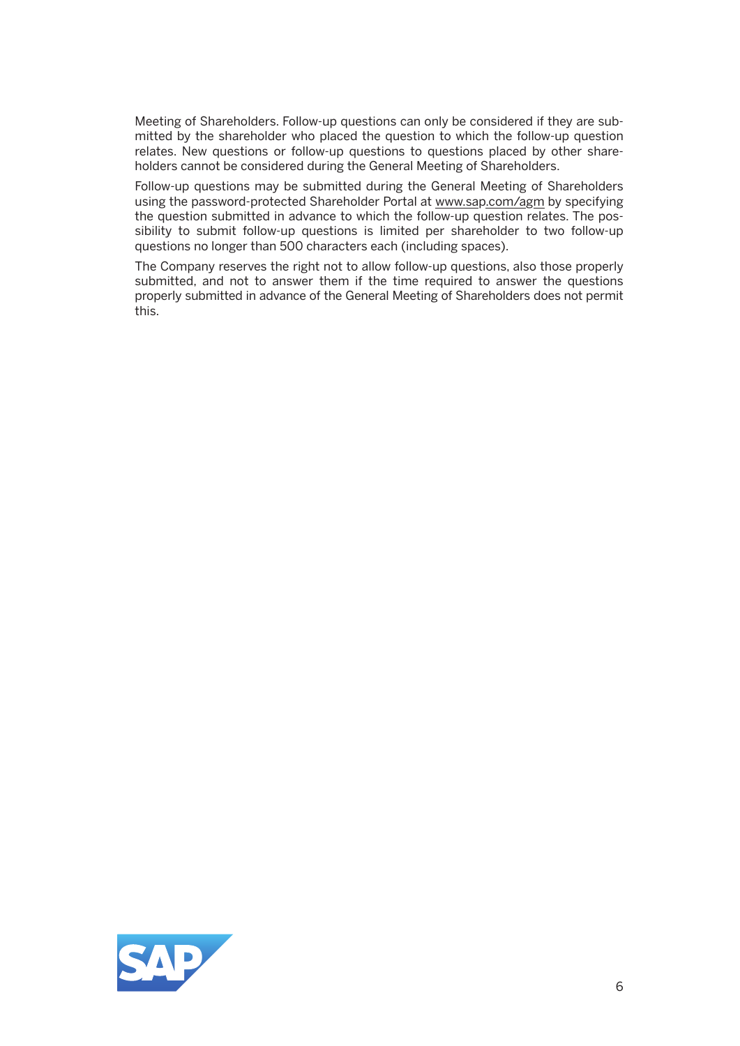Meeting of Shareholders. Follow-up questions can only be considered if they are submitted by the shareholder who placed the question to which the follow-up question relates. New questions or follow-up questions to questions placed by other shareholders cannot be considered during the General Meeting of Shareholders.

Follow-up questions may be submitted during the General Meeting of Shareholders using the password-protected Shareholder Portal at www.sap.com/agm by specifying the question submitted in advance to which the follow-up question relates. The possibility to submit follow-up questions is limited per shareholder to two follow-up questions no longer than 500 characters each (including spaces).

The Company reserves the right not to allow follow-up questions, also those properly submitted, and not to answer them if the time required to answer the questions properly submitted in advance of the General Meeting of Shareholders does not permit this.